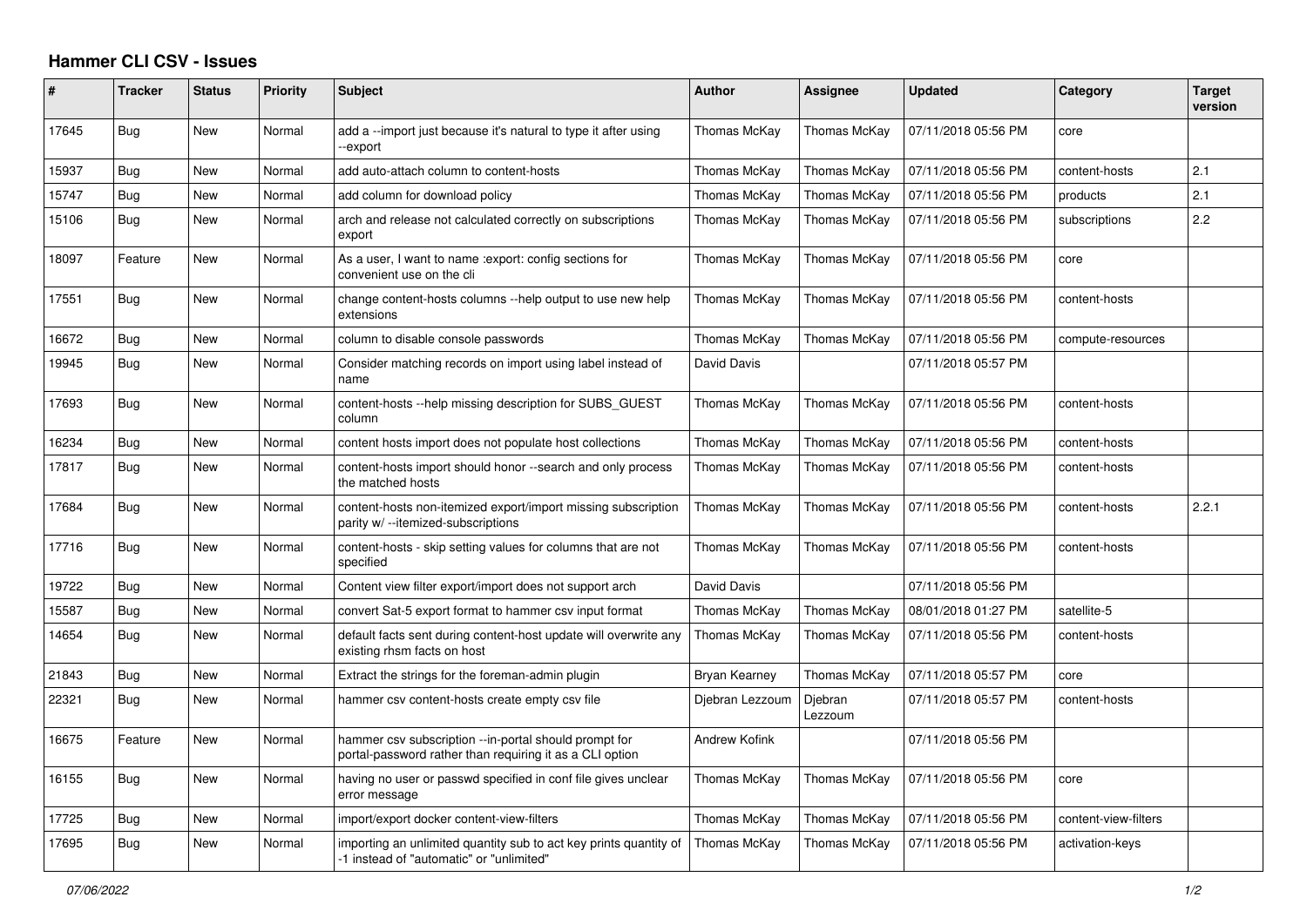# Hammer CLI CSV - Issues

| # | Tracker | Status | Priority | Subject | Author | Assignee | Updated | Category | Target version |
|---|---|---|---|---|---|---|---|---|---|
| 17645 | Bug | New | Normal | add a --import just because it's natural to type it after using --export | Thomas McKay | Thomas McKay | 07/11/2018 05:56 PM | core | |
| 15937 | Bug | New | Normal | add auto-attach column to content-hosts | Thomas McKay | Thomas McKay | 07/11/2018 05:56 PM | content-hosts | 2.1 |
| 15747 | Bug | New | Normal | add column for download policy | Thomas McKay | Thomas McKay | 07/11/2018 05:56 PM | products | 2.1 |
| 15106 | Bug | New | Normal | arch and release not calculated correctly on subscriptions export | Thomas McKay | Thomas McKay | 07/11/2018 05:56 PM | subscriptions | 2.2 |
| 18097 | Feature | New | Normal | As a user, I want to name :export: config sections for convenient use on the cli | Thomas McKay | Thomas McKay | 07/11/2018 05:56 PM | core | |
| 17551 | Bug | New | Normal | change content-hosts columns --help output to use new help extensions | Thomas McKay | Thomas McKay | 07/11/2018 05:56 PM | content-hosts | |
| 16672 | Bug | New | Normal | column to disable console passwords | Thomas McKay | Thomas McKay | 07/11/2018 05:56 PM | compute-resources | |
| 19945 | Bug | New | Normal | Consider matching records on import using label instead of name | David Davis | | 07/11/2018 05:57 PM | | |
| 17693 | Bug | New | Normal | content-hosts --help missing description for SUBS_GUEST column | Thomas McKay | Thomas McKay | 07/11/2018 05:56 PM | content-hosts | |
| 16234 | Bug | New | Normal | content hosts import does not populate host collections | Thomas McKay | Thomas McKay | 07/11/2018 05:56 PM | content-hosts | |
| 17817 | Bug | New | Normal | content-hosts import should honor --search and only process the matched hosts | Thomas McKay | Thomas McKay | 07/11/2018 05:56 PM | content-hosts | |
| 17684 | Bug | New | Normal | content-hosts non-itemized export/import missing subscription parity w/ --itemized-subscriptions | Thomas McKay | Thomas McKay | 07/11/2018 05:56 PM | content-hosts | 2.2.1 |
| 17716 | Bug | New | Normal | content-hosts - skip setting values for columns that are not specified | Thomas McKay | Thomas McKay | 07/11/2018 05:56 PM | content-hosts | |
| 19722 | Bug | New | Normal | Content view filter export/import does not support arch | David Davis | | 07/11/2018 05:56 PM | | |
| 15587 | Bug | New | Normal | convert Sat-5 export format to hammer csv input format | Thomas McKay | Thomas McKay | 08/01/2018 01:27 PM | satellite-5 | |
| 14654 | Bug | New | Normal | default facts sent during content-host update will overwrite any existing rhsm facts on host | Thomas McKay | Thomas McKay | 07/11/2018 05:56 PM | content-hosts | |
| 21843 | Bug | New | Normal | Extract the strings for the foreman-admin plugin | Bryan Kearney | Thomas McKay | 07/11/2018 05:57 PM | core | |
| 22321 | Bug | New | Normal | hammer csv content-hosts create empty csv file | Djebran Lezzoum | Djebran Lezzoum | 07/11/2018 05:57 PM | content-hosts | |
| 16675 | Feature | New | Normal | hammer csv subscription --in-portal should prompt for portal-password rather than requiring it as a CLI option | Andrew Kofink | | 07/11/2018 05:56 PM | | |
| 16155 | Bug | New | Normal | having no user or passwd specified in conf file gives unclear error message | Thomas McKay | Thomas McKay | 07/11/2018 05:56 PM | core | |
| 17725 | Bug | New | Normal | import/export docker content-view-filters | Thomas McKay | Thomas McKay | 07/11/2018 05:56 PM | content-view-filters | |
| 17695 | Bug | New | Normal | importing an unlimited quantity sub to act key prints quantity of -1 instead of "automatic" or "unlimited" | Thomas McKay | Thomas McKay | 07/11/2018 05:56 PM | activation-keys | |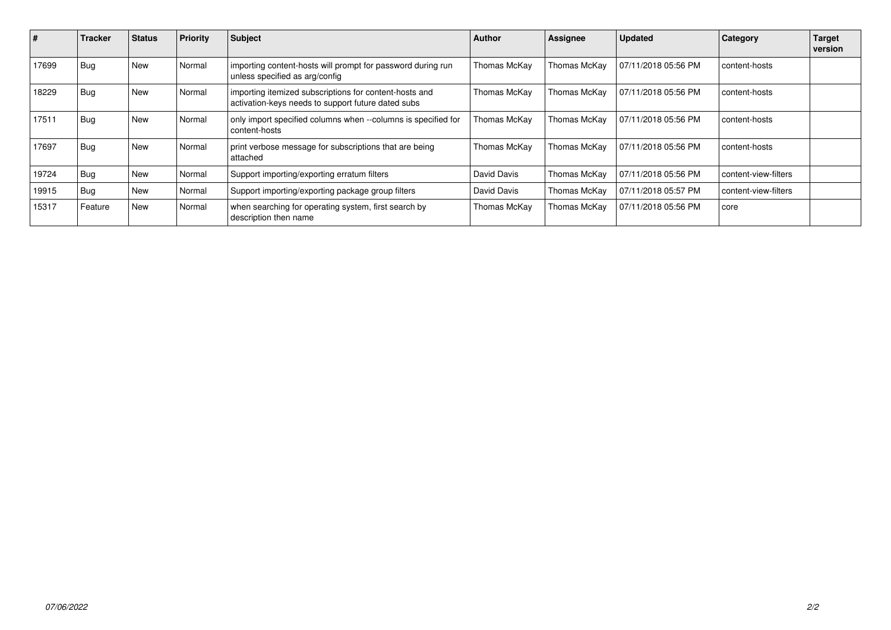| # | Tracker | Status | Priority | Subject | Author | Assignee | Updated | Category | Target version |
|---|---|---|---|---|---|---|---|---|---|
| 17699 | Bug | New | Normal | importing content-hosts will prompt for password during run unless specified as arg/config | Thomas McKay | Thomas McKay | 07/11/2018 05:56 PM | content-hosts | |
| 18229 | Bug | New | Normal | importing itemized subscriptions for content-hosts and activation-keys needs to support future dated subs | Thomas McKay | Thomas McKay | 07/11/2018 05:56 PM | content-hosts | |
| 17511 | Bug | New | Normal | only import specified columns when --columns is specified for content-hosts | Thomas McKay | Thomas McKay | 07/11/2018 05:56 PM | content-hosts | |
| 17697 | Bug | New | Normal | print verbose message for subscriptions that are being attached | Thomas McKay | Thomas McKay | 07/11/2018 05:56 PM | content-hosts | |
| 19724 | Bug | New | Normal | Support importing/exporting erratum filters | David Davis | Thomas McKay | 07/11/2018 05:56 PM | content-view-filters | |
| 19915 | Bug | New | Normal | Support importing/exporting package group filters | David Davis | Thomas McKay | 07/11/2018 05:57 PM | content-view-filters | |
| 15317 | Feature | New | Normal | when searching for operating system, first search by description then name | Thomas McKay | Thomas McKay | 07/11/2018 05:56 PM | core | |